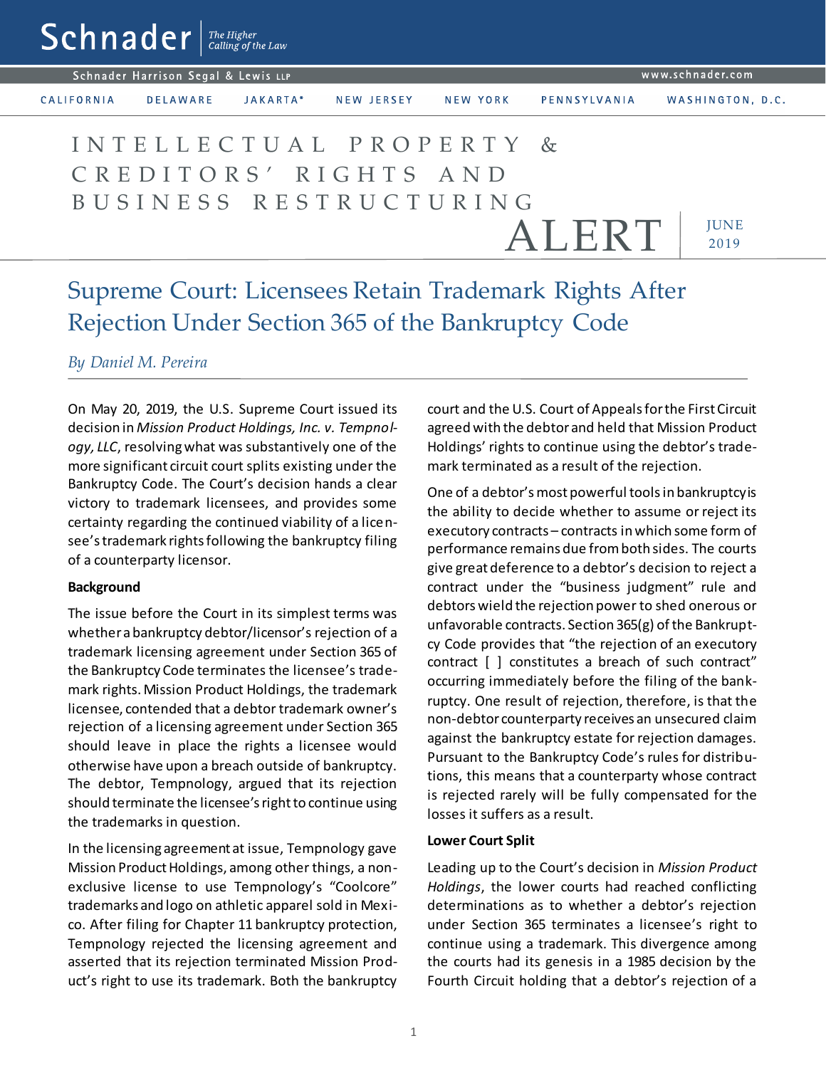# Schnader

The Higher Calling of the Law

Schnader Harrison Segal & Lewis LLP

www.schnader.com

CALIFORNIA DELAWARE JAKARTA* NEW JERSEY NEW YORK PENNSYLVANIA WASHINGTON, D.C.

INTELLECTUAL PROPERTY & CREDITORS' RIGHTS AND BUSINESS RESTRUCTURING

ALERT

JUNE 2019

## Supreme Court: Licensees Retain Trademark Rights After Rejection Under Section 365 of the Bankruptcy Code

*By Daniel M. Pereira*

On May 20, 2019, the U.S. Supreme Court issued its decision in *Mission Product Holdings, Inc. v. Tempnology, LLC*, resolving what was substantively one of the more significant circuit court splits existing under the Bankruptcy Code. The Court's decision hands a clear victory to trademark licensees, and provides some certainty regarding the continued viability of a licensee's trademark rights following the bankruptcy filing of a counterparty licensor.

**Background**

The issue before the Court in its simplest terms was whether a bankruptcy debtor/licensor's rejection of a trademark licensing agreement under Section 365 of the Bankruptcy Code terminates the licensee's trademark rights. Mission Product Holdings, the trademark licensee, contended that a debtor trademark owner's rejection of a licensing agreement under Section 365 should leave in place the rights a licensee would otherwise have upon a breach outside of bankruptcy. The debtor, Tempnology, argued that its rejection should terminate the licensee's right to continue using the trademarks in question.

In the licensing agreement at issue, Tempnology gave Mission Product Holdings, among other things, a non-exclusive license to use Tempnology's "Coolcore" trademarks and logo on athletic apparel sold in Mexico. After filing for Chapter 11 bankruptcy protection, Tempnology rejected the licensing agreement and asserted that its rejection terminated Mission Product's right to use its trademark. Both the bankruptcy court and the U.S. Court of Appeals for the First Circuit agreed with the debtor and held that Mission Product Holdings' rights to continue using the debtor's trademark terminated as a result of the rejection.

One of a debtor's most powerful tools in bankruptcy is the ability to decide whether to assume or reject its executory contracts – contracts in which some form of performance remains due from both sides. The courts give great deference to a debtor's decision to reject a contract under the "business judgment" rule and debtors wield the rejection power to shed onerous or unfavorable contracts. Section 365(g) of the Bankruptcy Code provides that "the rejection of an executory contract [ ] constitutes a breach of such contract" occurring immediately before the filing of the bankruptcy. One result of rejection, therefore, is that the non-debtor counterparty receives an unsecured claim against the bankruptcy estate for rejection damages. Pursuant to the Bankruptcy Code's rules for distributions, this means that a counterparty whose contract is rejected rarely will be fully compensated for the losses it suffers as a result.

**Lower Court Split**

Leading up to the Court's decision in *Mission Product Holdings*, the lower courts had reached conflicting determinations as to whether a debtor's rejection under Section 365 terminates a licensee's right to continue using a trademark. This divergence among the courts had its genesis in a 1985 decision by the Fourth Circuit holding that a debtor's rejection of a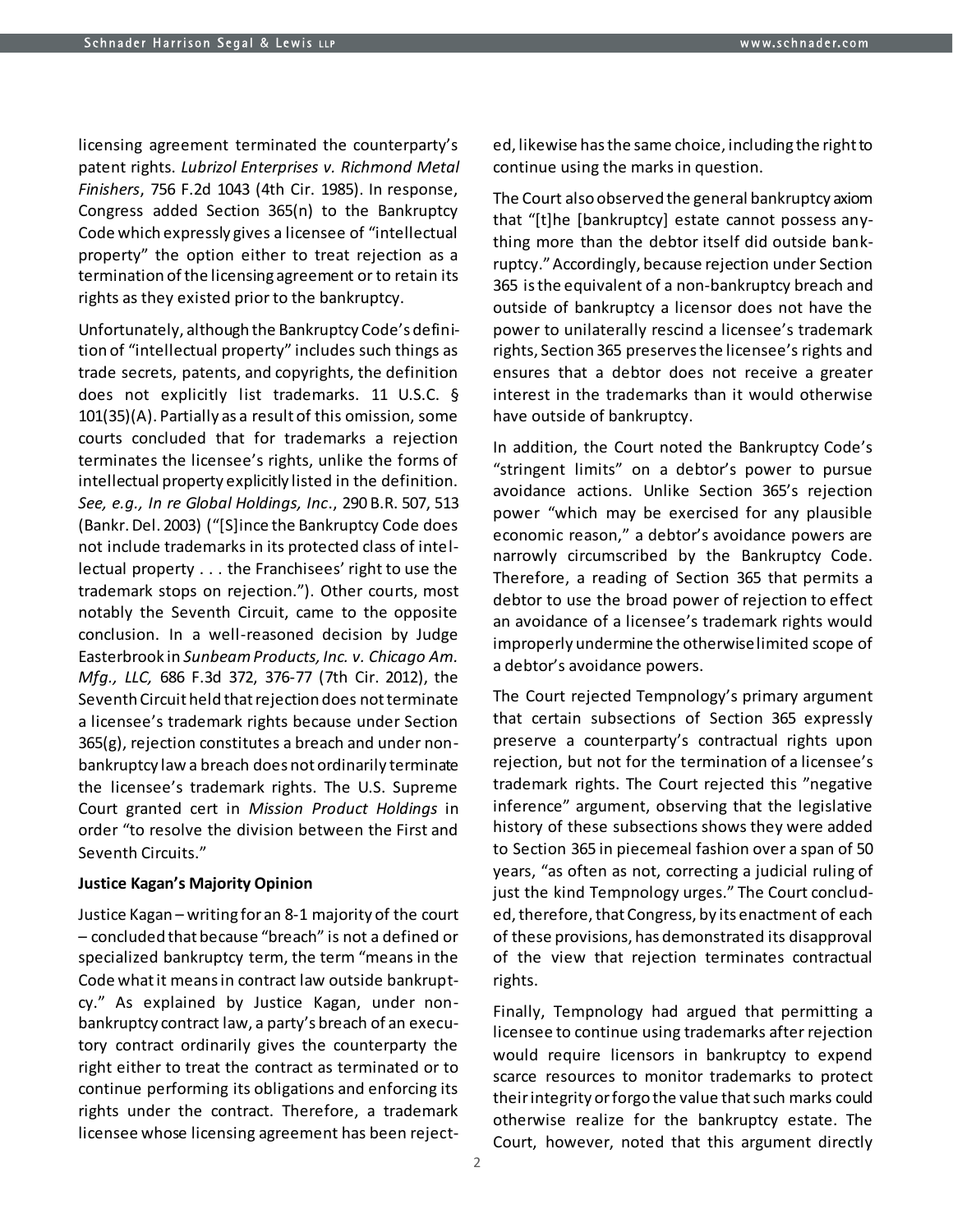licensing agreement terminated the counterparty's patent rights. *Lubrizol Enterprises v. Richmond Metal Finishers*, 756 F.2d 1043 (4th Cir. 1985). In response, Congress added Section 365(n) to the Bankruptcy Code which expressly gives a licensee of "intellectual property" the option either to treat rejection as a termination of the licensing agreement or to retain its rights as they existed prior to the bankruptcy.

Unfortunately, although the Bankruptcy Code's definition of "intellectual property" includes such things as trade secrets, patents, and copyrights, the definition does not explicitly list trademarks. 11 U.S.C. § 101(35)(A). Partially as a result of this omission, some courts concluded that for trademarks a rejection terminates the licensee's rights, unlike the forms of intellectual property explicitly listed in the definition. *See, e.g., In re Global Holdings, Inc.*, 290 B.R. 507, 513 (Bankr. Del. 2003) ("[S]ince the Bankruptcy Code does not include trademarks in its protected class of intellectual property . . . the Franchisees' right to use the trademark stops on rejection."). Other courts, most notably the Seventh Circuit, came to the opposite conclusion. In a well-reasoned decision by Judge Easterbrook in *Sunbeam Products, Inc. v. Chicago Am. Mfg., LLC,* 686 F.3d 372, 376-77 (7th Cir. 2012), the Seventh Circuit held that rejection does not terminate a licensee's trademark rights because under Section 365(g), rejection constitutes a breach and under non-bankruptcy law a breach does not ordinarily terminate the licensee's trademark rights. The U.S. Supreme Court granted cert in *Mission Product Holdings* in order "to resolve the division between the First and Seventh Circuits."

**Justice Kagan's Majority Opinion**

Justice Kagan – writing for an 8-1 majority of the court – concluded that because "breach" is not a defined or specialized bankruptcy term, the term "means in the Code what it means in contract law outside bankruptcy." As explained by Justice Kagan, under non-bankruptcy contract law, a party's breach of an executory contract ordinarily gives the counterparty the right either to treat the contract as terminated or to continue performing its obligations and enforcing its rights under the contract. Therefore, a trademark licensee whose licensing agreement has been rejected, likewise has the same choice, including the right to continue using the marks in question.

The Court also observed the general bankruptcy axiom that "[t]he [bankruptcy] estate cannot possess anything more than the debtor itself did outside bankruptcy." Accordingly, because rejection under Section 365 is the equivalent of a non-bankruptcy breach and outside of bankruptcy a licensor does not have the power to unilaterally rescind a licensee's trademark rights, Section 365 preserves the licensee's rights and ensures that a debtor does not receive a greater interest in the trademarks than it would otherwise have outside of bankruptcy.

In addition, the Court noted the Bankruptcy Code's "stringent limits" on a debtor's power to pursue avoidance actions. Unlike Section 365's rejection power "which may be exercised for any plausible economic reason," a debtor's avoidance powers are narrowly circumscribed by the Bankruptcy Code. Therefore, a reading of Section 365 that permits a debtor to use the broad power of rejection to effect an avoidance of a licensee's trademark rights would improperly undermine the otherwise limited scope of a debtor's avoidance powers.

The Court rejected Tempnology's primary argument that certain subsections of Section 365 expressly preserve a counterparty's contractual rights upon rejection, but not for the termination of a licensee's trademark rights. The Court rejected this "negative inference" argument, observing that the legislative history of these subsections shows they were added to Section 365 in piecemeal fashion over a span of 50 years, "as often as not, correcting a judicial ruling of just the kind Tempnology urges." The Court concluded, therefore, that Congress, by its enactment of each of these provisions, has demonstrated its disapproval of the view that rejection terminates contractual rights.

Finally, Tempnology had argued that permitting a licensee to continue using trademarks after rejection would require licensors in bankruptcy to expend scarce resources to monitor trademarks to protect their integrity or forgo the value that such marks could otherwise realize for the bankruptcy estate. The Court, however, noted that this argument directly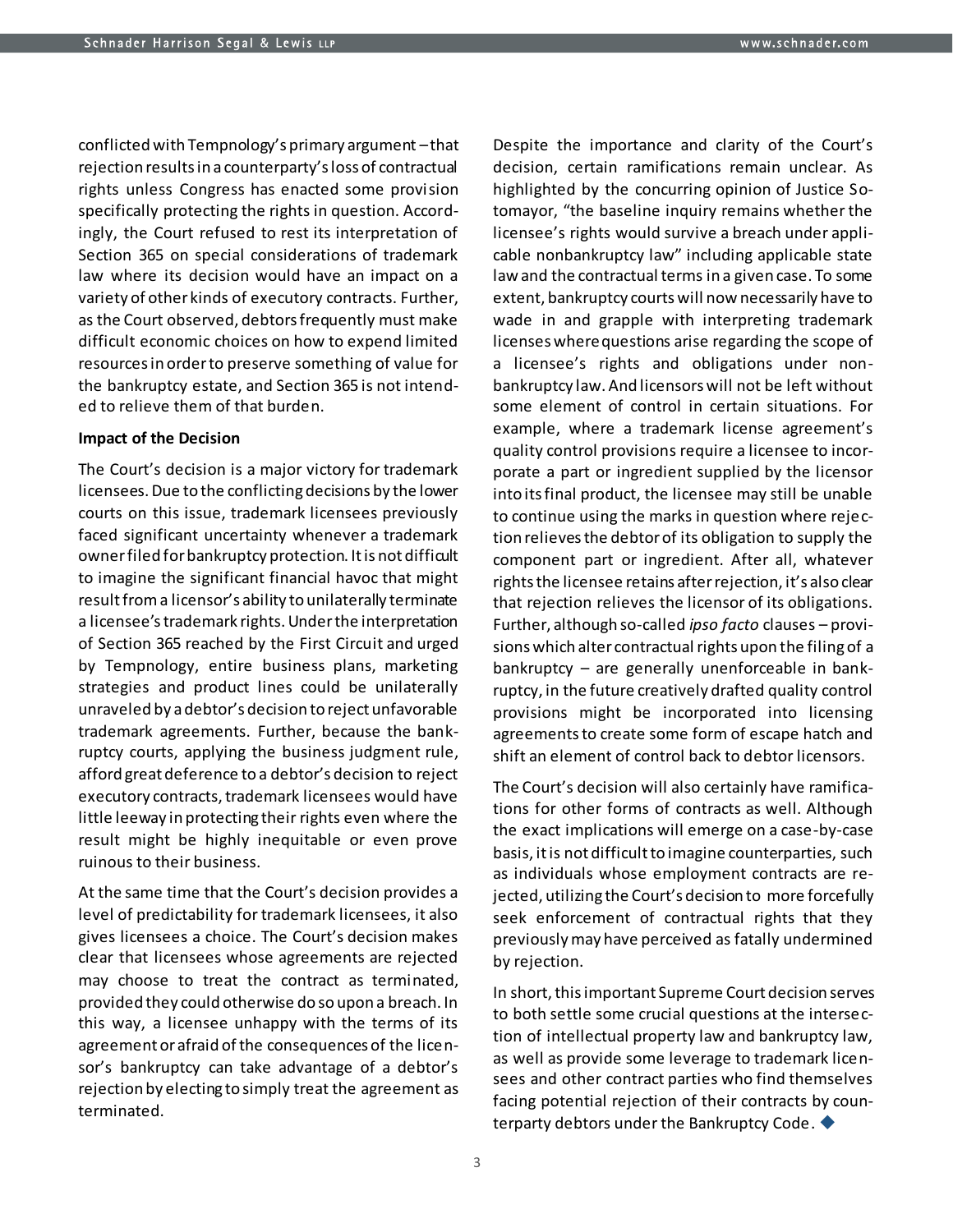conflicted with Tempnology's primary argument – that rejection results in a counterparty's loss of contractual rights unless Congress has enacted some provision specifically protecting the rights in question. Accordingly, the Court refused to rest its interpretation of Section 365 on special considerations of trademark law where its decision would have an impact on a variety of other kinds of executory contracts. Further, as the Court observed, debtors frequently must make difficult economic choices on how to expend limited resources in order to preserve something of value for the bankruptcy estate, and Section 365 is not intended to relieve them of that burden.

**Impact of the Decision**

The Court's decision is a major victory for trademark licensees. Due to the conflicting decisions by the lower courts on this issue, trademark licensees previously faced significant uncertainty whenever a trademark owner filed for bankruptcy protection. It is not difficult to imagine the significant financial havoc that might result from a licensor's ability to unilaterally terminate a licensee's trademark rights. Under the interpretation of Section 365 reached by the First Circuit and urged by Tempnology, entire business plans, marketing strategies and product lines could be unilaterally unraveled by a debtor's decision to reject unfavorable trademark agreements. Further, because the bankruptcy courts, applying the business judgment rule, afford great deference to a debtor's decision to reject executory contracts, trademark licensees would have little leeway in protecting their rights even where the result might be highly inequitable or even prove ruinous to their business.

At the same time that the Court's decision provides a level of predictability for trademark licensees, it also gives licensees a choice. The Court's decision makes clear that licensees whose agreements are rejected may choose to treat the contract as terminated, provided they could otherwise do so upon a breach. In this way, a licensee unhappy with the terms of its agreement or afraid of the consequences of the licensor's bankruptcy can take advantage of a debtor's rejection by electing to simply treat the agreement as terminated.

Despite the importance and clarity of the Court's decision, certain ramifications remain unclear. As highlighted by the concurring opinion of Justice Sotomayor, "the baseline inquiry remains whether the licensee's rights would survive a breach under applicable nonbankruptcy law" including applicable state law and the contractual terms in a given case. To some extent, bankruptcy courts will now necessarily have to wade in and grapple with interpreting trademark licenses where questions arise regarding the scope of a licensee's rights and obligations under non-bankruptcy law. And licensors will not be left without some element of control in certain situations. For example, where a trademark license agreement's quality control provisions require a licensee to incorporate a part or ingredient supplied by the licensor into its final product, the licensee may still be unable to continue using the marks in question where rejection relieves the debtor of its obligation to supply the component part or ingredient. After all, whatever rights the licensee retains after rejection, it's also clear that rejection relieves the licensor of its obligations. Further, although so-called *ipso facto* clauses – provisions which alter contractual rights upon the filing of a bankruptcy – are generally unenforceable in bankruptcy, in the future creatively drafted quality control provisions might be incorporated into licensing agreements to create some form of escape hatch and shift an element of control back to debtor licensors.

The Court's decision will also certainly have ramifications for other forms of contracts as well. Although the exact implications will emerge on a case-by-case basis, it is not difficult to imagine counterparties, such as individuals whose employment contracts are rejected, utilizing the Court's decision to more forcefully seek enforcement of contractual rights that they previously may have perceived as fatally undermined by rejection.

In short, this important Supreme Court decision serves to both settle some crucial questions at the intersection of intellectual property law and bankruptcy law, as well as provide some leverage to trademark licensees and other contract parties who find themselves facing potential rejection of their contracts by counterparty debtors under the Bankruptcy Code. ◆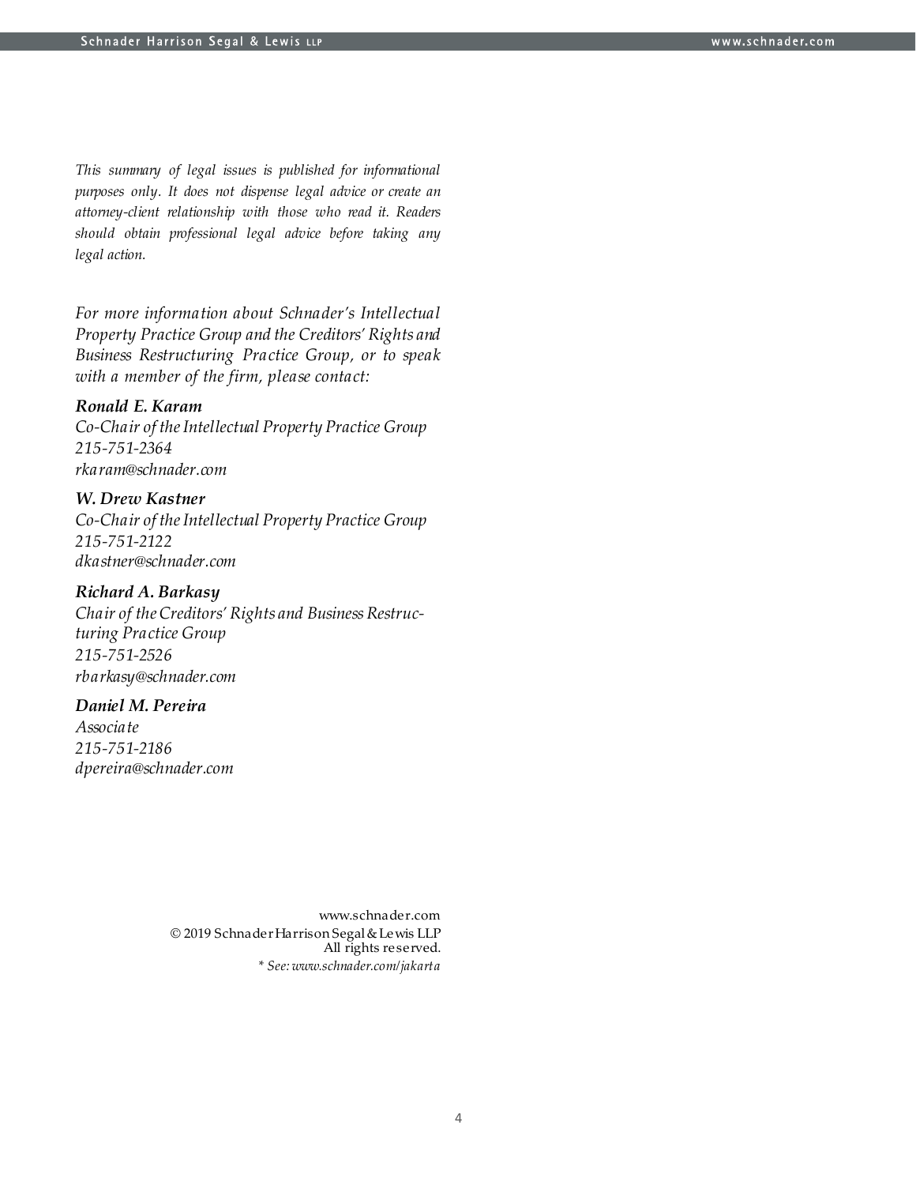*This summary of legal issues is published for informational purposes only. It does not dispense legal advice or create an attorney-client relationship with those who read it. Readers should obtain professional legal advice before taking any legal action.*

*For more information about Schnader's Intellectual Property Practice Group and the Creditors' Rights and Business Restructuring Practice Group, or to speak with a member of the firm, please contact:*

***Ronald E. Karam***
*Co-Chair of the Intellectual Property Practice Group*
*215-751-2364*
*rkaram@schnader.com*

***W. Drew Kastner***
*Co-Chair of the Intellectual Property Practice Group*
*215-751-2122*
*dkastner@schnader.com*

***Richard A. Barkasy***
*Chair of the Creditors' Rights and Business Restructuring Practice Group*
*215-751-2526*
*rbarkasy@schnader.com*

***Daniel M. Pereira***
*Associate*
*215-751-2186*
*dpereira@schnader.com*

www.schnader.com
© 2019 Schnader Harrison Segal & Lewis LLP
All rights reserved.
*\* See: www.schnader.com/jakarta*